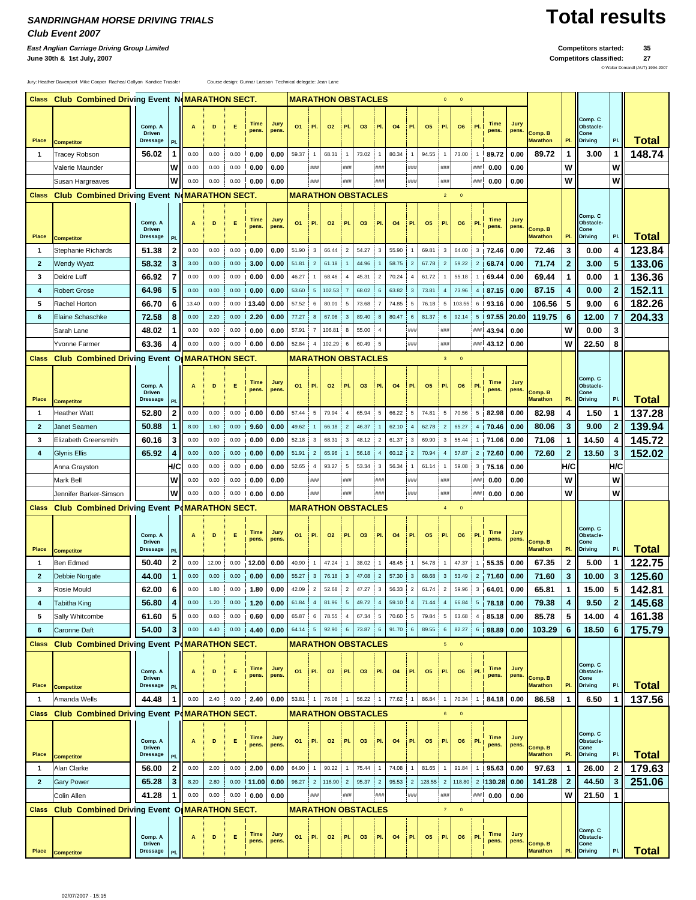# SANDRINGHAM HORSE DRIVING TRIALS

***Club Event 2007***

***East Anglian Carriage Driving Group Limited***

**June 30th & 1st July, 2007**

# Total results

**Competitors started: 35**

**Competitors classified: 27**

© Walter Domandl (AUT) 1994-2007

Jury: Heather Davenport Mike Cooper Racheal Gallyon Kandice Trussler

Course design: Gunnar Larsson Technical delegate: Jean Lane

## Class Club Combined Driving Event N — 0 0

| Place | Competitor | Comp. A Driven Dressage | Pl. | A | D | E | Time pens. | Jury pens. | O1 | Pl. | O2 | Pl. | O3 | Pl. | O4 | Pl. | O5 | Pl. | O6 | Pl. | Time pens. | Jury pens. | Comp. B Marathon | Pl. | Comp. C Obstacle-Cone Driving | Pl. | Total |
|---|---|---|---|---|---|---|---|---|---|---|---|---|---|---|---|---|---|---|---|---|---|---|---|---|---|---|---|
| 1 | Tracey Robson | 56.02 | 1 | 0.00 | 0.00 | 0.00 | 0.00 | 0.00 | 59.37 | 1 | 68.31 | 1 | 73.02 | 1 | 80.34 | 1 | 94.55 | 1 | 73.00 | 1 | 89.72 | 0.00 | 89.72 | 1 | 3.00 | 1 | 148.74 |
| | Valerie Maunder | | W | 0.00 | 0.00 | 0.00 | 0.00 | 0.00 | | ### | | ### | | ### | | ### | | ### | | ### | 0.00 | 0.00 | | W | | W | |
| | Susan Hargreaves | | W | 0.00 | 0.00 | 0.00 | 0.00 | 0.00 | | ### | | ### | | ### | | ### | | ### | | ### | 0.00 | 0.00 | | W | | W | |

## Class Club Combined Driving Event N — 2 0

| Place | Competitor | Comp. A Driven Dressage | Pl. | A | D | E | Time pens. | Jury pens. | O1 | Pl. | O2 | Pl. | O3 | Pl. | O4 | Pl. | O5 | Pl. | O6 | Pl. | Time pens. | Jury pens. | Comp. B Marathon | Pl. | Comp. C Obstacle-Cone Driving | Pl. | Total |
|---|---|---|---|---|---|---|---|---|---|---|---|---|---|---|---|---|---|---|---|---|---|---|---|---|---|---|---|
| 1 | Stephanie Richards | 51.38 | 2 | 0.00 | 0.00 | 0.00 | 0.00 | 0.00 | 51.90 | 3 | 66.44 | 2 | 54.27 | 3 | 55.90 | 1 | 69.81 | 3 | 64.00 | 3 | 72.46 | 0.00 | 72.46 | 3 | 0.00 | 4 | 123.84 |
| 2 | Wendy Wyatt | 58.32 | 3 | 3.00 | 0.00 | 0.00 | 3.00 | 0.00 | 51.81 | 2 | 61.18 | 1 | 44.96 | 1 | 58.75 | 2 | 67.78 | 2 | 59.22 | 2 | 68.74 | 0.00 | 71.74 | 2 | 3.00 | 5 | 133.06 |
| 3 | Deidre Luff | 66.92 | 7 | 0.00 | 0.00 | 0.00 | 0.00 | 0.00 | 46.27 | 1 | 68.46 | 4 | 45.31 | 2 | 70.24 | 4 | 61.72 | 1 | 55.18 | 1 | 69.44 | 0.00 | 69.44 | 1 | 0.00 | 1 | 136.36 |
| 4 | Robert Grose | 64.96 | 5 | 0.00 | 0.00 | 0.00 | 0.00 | 0.00 | 53.60 | 5 | 102.53 | 7 | 68.02 | 6 | 63.82 | 3 | 73.81 | 4 | 73.96 | 4 | 87.15 | 0.00 | 87.15 | 4 | 0.00 | 2 | 152.11 |
| 5 | Rachel Horton | 66.70 | 6 | 13.40 | 0.00 | 0.00 | 13.40 | 0.00 | 57.52 | 6 | 80.01 | 5 | 73.68 | 7 | 74.85 | 5 | 76.18 | 5 | 103.55 | 6 | 93.16 | 0.00 | 106.56 | 5 | 9.00 | 6 | 182.26 |
| 6 | Elaine Schaschke | 72.58 | 8 | 0.00 | 2.20 | 0.00 | 2.20 | 0.00 | 77.27 | 8 | 67.08 | 3 | 89.40 | 8 | 80.47 | 6 | 81.37 | 6 | 92.14 | 5 | 97.55 | 20.00 | 119.75 | 6 | 12.00 | 7 | 204.33 |
| | Sarah Lane | 48.02 | 1 | 0.00 | 0.00 | 0.00 | 0.00 | 0.00 | 57.91 | 7 | 106.81 | 8 | 55.00 | 4 | | ### | | ### | | ### | 43.94 | 0.00 | | W | 0.00 | 3 | |
| | Yvonne Farmer | 63.36 | 4 | 0.00 | 0.00 | 0.00 | 0.00 | 0.00 | 52.84 | 4 | 102.29 | 6 | 60.49 | 5 | | ### | | ### | | ### | 43.12 | 0.00 | | W | 22.50 | 8 | |

## Class Club Combined Driving Event O — 3 0

| Place | Competitor | Comp. A Driven Dressage | Pl. | A | D | E | Time pens. | Jury pens. | O1 | Pl. | O2 | Pl. | O3 | Pl. | O4 | Pl. | O5 | Pl. | O6 | Pl. | Time pens. | Jury pens. | Comp. B Marathon | Pl. | Comp. C Obstacle-Cone Driving | Pl. | Total |
|---|---|---|---|---|---|---|---|---|---|---|---|---|---|---|---|---|---|---|---|---|---|---|---|---|---|---|---|
| 1 | Heather Watt | 52.80 | 2 | 0.00 | 0.00 | 0.00 | 0.00 | 0.00 | 57.44 | 5 | 79.94 | 4 | 65.94 | 5 | 66.22 | 5 | 74.81 | 5 | 70.56 | 5 | 82.98 | 0.00 | 82.98 | 4 | 1.50 | 1 | 137.28 |
| 2 | Janet Seamen | 50.88 | 1 | 8.00 | 1.60 | 0.00 | 9.60 | 0.00 | 49.62 | 1 | 66.18 | 2 | 46.37 | 1 | 62.10 | 4 | 62.78 | 2 | 65.27 | 4 | 70.46 | 0.00 | 80.06 | 3 | 9.00 | 2 | 139.94 |
| 3 | Elizabeth Greensmith | 60.16 | 3 | 0.00 | 0.00 | 0.00 | 0.00 | 0.00 | 52.18 | 3 | 68.31 | 3 | 48.12 | 2 | 61.37 | 3 | 69.90 | 3 | 55.44 | 1 | 71.06 | 0.00 | 71.06 | 1 | 14.50 | 4 | 145.72 |
| 4 | Glynis Ellis | 65.92 | 4 | 0.00 | 0.00 | 0.00 | 0.00 | 0.00 | 51.91 | 2 | 65.96 | 1 | 56.18 | 4 | 60.12 | 2 | 70.94 | 4 | 57.87 | 2 | 72.60 | 0.00 | 72.60 | 2 | 13.50 | 3 | 152.02 |
| | Anna Grayston | | H/C | 0.00 | 0.00 | 0.00 | 0.00 | 0.00 | 52.65 | 4 | 93.27 | 5 | 53.34 | 3 | 56.34 | 1 | 61.14 | 1 | 59.08 | 3 | 75.16 | 0.00 | | H/C | | H/C | |
| | Mark Bell | | W | 0.00 | 0.00 | 0.00 | 0.00 | 0.00 | | ### | | ### | | ### | | ### | | ### | | ### | 0.00 | 0.00 | | W | | W | |
| | Jennifer Barker-Simson | | W | 0.00 | 0.00 | 0.00 | 0.00 | 0.00 | | ### | | ### | | ### | | ### | | ### | | ### | 0.00 | 0.00 | | W | | W | |

## Class Club Combined Driving Event P — 4 0

| Place | Competitor | Comp. A Driven Dressage | Pl. | A | D | E | Time pens. | Jury pens. | O1 | Pl. | O2 | Pl. | O3 | Pl. | O4 | Pl. | O5 | Pl. | O6 | Pl. | Time pens. | Jury pens. | Comp. B Marathon | Pl. | Comp. C Obstacle-Cone Driving | Pl. | Total |
|---|---|---|---|---|---|---|---|---|---|---|---|---|---|---|---|---|---|---|---|---|---|---|---|---|---|---|---|
| 1 | Ben Edmed | 50.40 | 2 | 0.00 | 12.00 | 0.00 | 12.00 | 0.00 | 40.90 | 1 | 47.24 | 1 | 38.02 | 1 | 48.45 | 1 | 54.78 | 1 | 47.37 | 1 | 55.35 | 0.00 | 67.35 | 2 | 5.00 | 1 | 122.75 |
| 2 | Debbie Norgate | 44.00 | 1 | 0.00 | 0.00 | 0.00 | 0.00 | 0.00 | 55.27 | 3 | 76.18 | 3 | 47.08 | 2 | 57.30 | 3 | 68.68 | 3 | 53.49 | 2 | 71.60 | 0.00 | 71.60 | 3 | 10.00 | 3 | 125.60 |
| 3 | Rosie Mould | 62.00 | 6 | 0.00 | 1.80 | 0.00 | 1.80 | 0.00 | 42.09 | 2 | 52.68 | 2 | 47.27 | 3 | 56.33 | 2 | 61.74 | 2 | 59.96 | 3 | 64.01 | 0.00 | 65.81 | 1 | 15.00 | 5 | 142.81 |
| 4 | Tabitha King | 56.80 | 4 | 0.00 | 1.20 | 0.00 | 1.20 | 0.00 | 61.84 | 4 | 81.96 | 5 | 49.72 | 4 | 59.10 | 4 | 71.44 | 4 | 66.84 | 5 | 78.18 | 0.00 | 79.38 | 4 | 9.50 | 2 | 145.68 |
| 5 | Sally Whitcombe | 61.60 | 5 | 0.00 | 0.60 | 0.00 | 0.60 | 0.00 | 65.87 | 6 | 78.55 | 4 | 67.34 | 5 | 70.60 | 5 | 79.84 | 5 | 63.68 | 4 | 85.18 | 0.00 | 85.78 | 5 | 14.00 | 4 | 161.38 |
| 6 | Caronne Daft | 54.00 | 3 | 0.00 | 4.40 | 0.00 | 4.40 | 0.00 | 64.14 | 5 | 92.90 | 6 | 73.87 | 6 | 91.70 | 6 | 89.55 | 6 | 82.27 | 6 | 98.89 | 0.00 | 103.29 | 6 | 18.50 | 6 | 175.79 |

## Class Club Combined Driving Event P — 5 0

| Place | Competitor | Comp. A Driven Dressage | Pl. | A | D | E | Time pens. | Jury pens. | O1 | Pl. | O2 | Pl. | O3 | Pl. | O4 | Pl. | O5 | Pl. | O6 | Pl. | Time pens. | Jury pens. | Comp. B Marathon | Pl. | Comp. C Obstacle-Cone Driving | Pl. | Total |
|---|---|---|---|---|---|---|---|---|---|---|---|---|---|---|---|---|---|---|---|---|---|---|---|---|---|---|---|
| 1 | Amanda Wells | 44.48 | 1 | 0.00 | 2.40 | 0.00 | 2.40 | 0.00 | 53.81 | 1 | 76.08 | 1 | 56.22 | 1 | 77.62 | 1 | 86.84 | 1 | 70.34 | 1 | 84.18 | 0.00 | 86.58 | 1 | 6.50 | 1 | 137.56 |

## Class Club Combined Driving Event P — 6 0

| Place | Competitor | Comp. A Driven Dressage | Pl. | A | D | E | Time pens. | Jury pens. | O1 | Pl. | O2 | Pl. | O3 | Pl. | O4 | Pl. | O5 | Pl. | O6 | Pl. | Time pens. | Jury pens. | Comp. B Marathon | Pl. | Comp. C Obstacle-Cone Driving | Pl. | Total |
|---|---|---|---|---|---|---|---|---|---|---|---|---|---|---|---|---|---|---|---|---|---|---|---|---|---|---|---|
| 1 | Alan Clarke | 56.00 | 2 | 0.00 | 2.00 | 0.00 | 2.00 | 0.00 | 64.90 | 1 | 90.22 | 1 | 75.44 | 1 | 74.08 | 1 | 81.65 | 1 | 91.84 | 1 | 95.63 | 0.00 | 97.63 | 1 | 26.00 | 2 | 179.63 |
| 2 | Gary Power | 65.28 | 3 | 8.20 | 2.80 | 0.00 | 11.00 | 0.00 | 96.27 | 2 | 116.90 | 2 | 95.37 | 2 | 95.53 | 2 | 128.55 | 2 | 118.80 | 2 | 130.28 | 0.00 | 141.28 | 2 | 44.50 | 3 | 251.06 |
| | Colin Allen | 41.28 | 1 | 0.00 | 0.00 | 0.00 | 0.00 | 0.00 | | ### | | ### | | ### | | ### | | ### | | ### | 0.00 | 0.00 | | W | 21.50 | 1 | |

## Class Club Combined Driving Event O — 7 0

| Place | Competitor | Comp. A Driven Dressage | Pl. | A | D | E | Time pens. | Jury pens. | O1 | Pl. | O2 | Pl. | O3 | Pl. | O4 | Pl. | O5 | Pl. | O6 | Pl. | Time pens. | Jury pens. | Comp. B Marathon | Pl. | Comp. C Obstacle-Cone Driving | Pl. | Total |
|---|---|---|---|---|---|---|---|---|---|---|---|---|---|---|---|---|---|---|---|---|---|---|---|---|---|---|---|

02/07/2007 - 15:15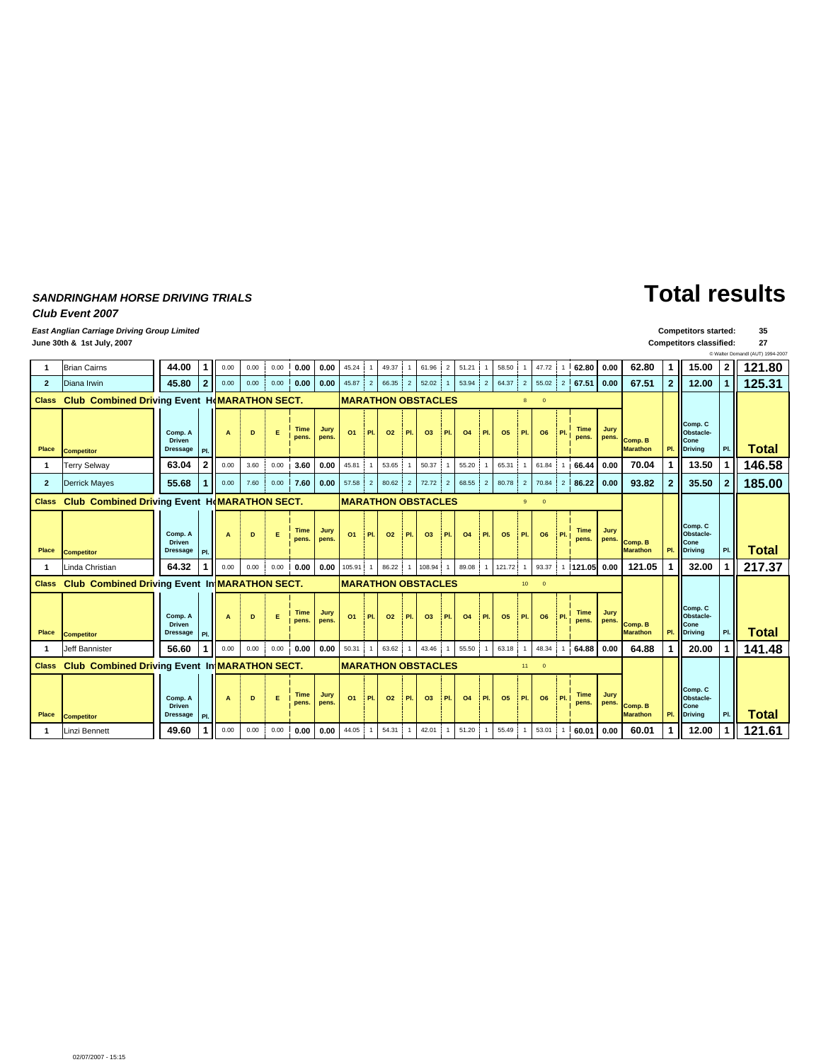# Total results

***SANDRINGHAM HORSE DRIVING TRIALS***

***Club Event 2007***

***East Anglian Carriage Driving Group Limited***

**June 30th & 1st July, 2007**

**Competitors started:** 35

**Competitors classified:** 27

© Walter Domandl (AUT) 1994-2007

| Place | Competitor | Comp. A Driven Dressage | Pl. | A | D | E | Time pens. | Jury pens. | O1 | Pl. | O2 | Pl. | O3 | Pl. | O4 | Pl. | O5 | Pl. | O6 | Pl. | Time pens. | Jury pens. | Comp. B Marathon | Pl. | Comp. C Obstacle-Cone Driving | Pl. | Total |
|---|---|---|---|---|---|---|---|---|---|---|---|---|---|---|---|---|---|---|---|---|---|---|---|---|---|---|---|
| 1 | Brian Cairns | 44.00 | 1 | 0.00 | 0.00 | 0.00 | 0.00 | 0.00 | 45.24 | 1 | 49.37 | 1 | 61.96 | 2 | 51.21 | 1 | 58.50 | 1 | 47.72 | 1 | 62.80 | 0.00 | 62.80 | 1 | 15.00 | 2 | 121.80 |
| 2 | Diana Irwin | 45.80 | 2 | 0.00 | 0.00 | 0.00 | 0.00 | 0.00 | 45.87 | 2 | 66.35 | 2 | 52.02 | 1 | 53.94 | 2 | 64.37 | 2 | 55.02 | 2 | 67.51 | 0.00 | 67.51 | 2 | 12.00 | 1 | 125.31 |

**Class Club Combined Driving Event H MARATHON SECT. — MARATHON OBSTACLES** 8 0

| Place | Competitor | Comp. A Driven Dressage | Pl. | A | D | E | Time pens. | Jury pens. | O1 | Pl. | O2 | Pl. | O3 | Pl. | O4 | Pl. | O5 | Pl. | O6 | Pl. | Time pens. | Jury pens. | Comp. B Marathon | Pl. | Comp. C Obstacle-Cone Driving | Pl. | Total |
|---|---|---|---|---|---|---|---|---|---|---|---|---|---|---|---|---|---|---|---|---|---|---|---|---|---|---|---|
| 1 | Terry Selway | 63.04 | 2 | 0.00 | 3.60 | 0.00 | 3.60 | 0.00 | 45.81 | 1 | 53.65 | 1 | 50.37 | 1 | 55.20 | 1 | 65.31 | 1 | 61.84 | 1 | 66.44 | 0.00 | 70.04 | 1 | 13.50 | 1 | 146.58 |
| 2 | Derrick Mayes | 55.68 | 1 | 0.00 | 7.60 | 0.00 | 7.60 | 0.00 | 57.58 | 2 | 80.62 | 2 | 72.72 | 2 | 68.55 | 2 | 80.78 | 2 | 70.84 | 2 | 86.22 | 0.00 | 93.82 | 2 | 35.50 | 2 | 185.00 |

**Class Club Combined Driving Event H MARATHON SECT. — MARATHON OBSTACLES** 9 0

| Place | Competitor | Comp. A Driven Dressage | Pl. | A | D | E | Time pens. | Jury pens. | O1 | Pl. | O2 | Pl. | O3 | Pl. | O4 | Pl. | O5 | Pl. | O6 | Pl. | Time pens. | Jury pens. | Comp. B Marathon | Pl. | Comp. C Obstacle-Cone Driving | Pl. | Total |
|---|---|---|---|---|---|---|---|---|---|---|---|---|---|---|---|---|---|---|---|---|---|---|---|---|---|---|---|
| 1 | Linda Christian | 64.32 | 1 | 0.00 | 0.00 | 0.00 | 0.00 | 0.00 | 105.91 | 1 | 86.22 | 1 | 108.94 | 1 | 89.08 | 1 | 121.72 | 1 | 93.37 | 1 | 121.05 | 0.00 | 121.05 | 1 | 32.00 | 1 | 217.37 |

**Class Club Combined Driving Event In MARATHON SECT. — MARATHON OBSTACLES** 10 0

| Place | Competitor | Comp. A Driven Dressage | Pl. | A | D | E | Time pens. | Jury pens. | O1 | Pl. | O2 | Pl. | O3 | Pl. | O4 | Pl. | O5 | Pl. | O6 | Pl. | Time pens. | Jury pens. | Comp. B Marathon | Pl. | Comp. C Obstacle-Cone Driving | Pl. | Total |
|---|---|---|---|---|---|---|---|---|---|---|---|---|---|---|---|---|---|---|---|---|---|---|---|---|---|---|---|
| 1 | Jeff Bannister | 56.60 | 1 | 0.00 | 0.00 | 0.00 | 0.00 | 0.00 | 50.31 | 1 | 63.62 | 1 | 43.46 | 1 | 55.50 | 1 | 63.18 | 1 | 48.34 | 1 | 64.88 | 0.00 | 64.88 | 1 | 20.00 | 1 | 141.48 |

**Class Club Combined Driving Event In MARATHON SECT. — MARATHON OBSTACLES** 11 0

| Place | Competitor | Comp. A Driven Dressage | Pl. | A | D | E | Time pens. | Jury pens. | O1 | Pl. | O2 | Pl. | O3 | Pl. | O4 | Pl. | O5 | Pl. | O6 | Pl. | Time pens. | Jury pens. | Comp. B Marathon | Pl. | Comp. C Obstacle-Cone Driving | Pl. | Total |
|---|---|---|---|---|---|---|---|---|---|---|---|---|---|---|---|---|---|---|---|---|---|---|---|---|---|---|---|
| 1 | Linzi Bennett | 49.60 | 1 | 0.00 | 0.00 | 0.00 | 0.00 | 0.00 | 44.05 | 1 | 54.31 | 1 | 42.01 | 1 | 51.20 | 1 | 55.49 | 1 | 53.01 | 1 | 60.01 | 0.00 | 60.01 | 1 | 12.00 | 1 | 121.61 |

02/07/2007 - 15:15